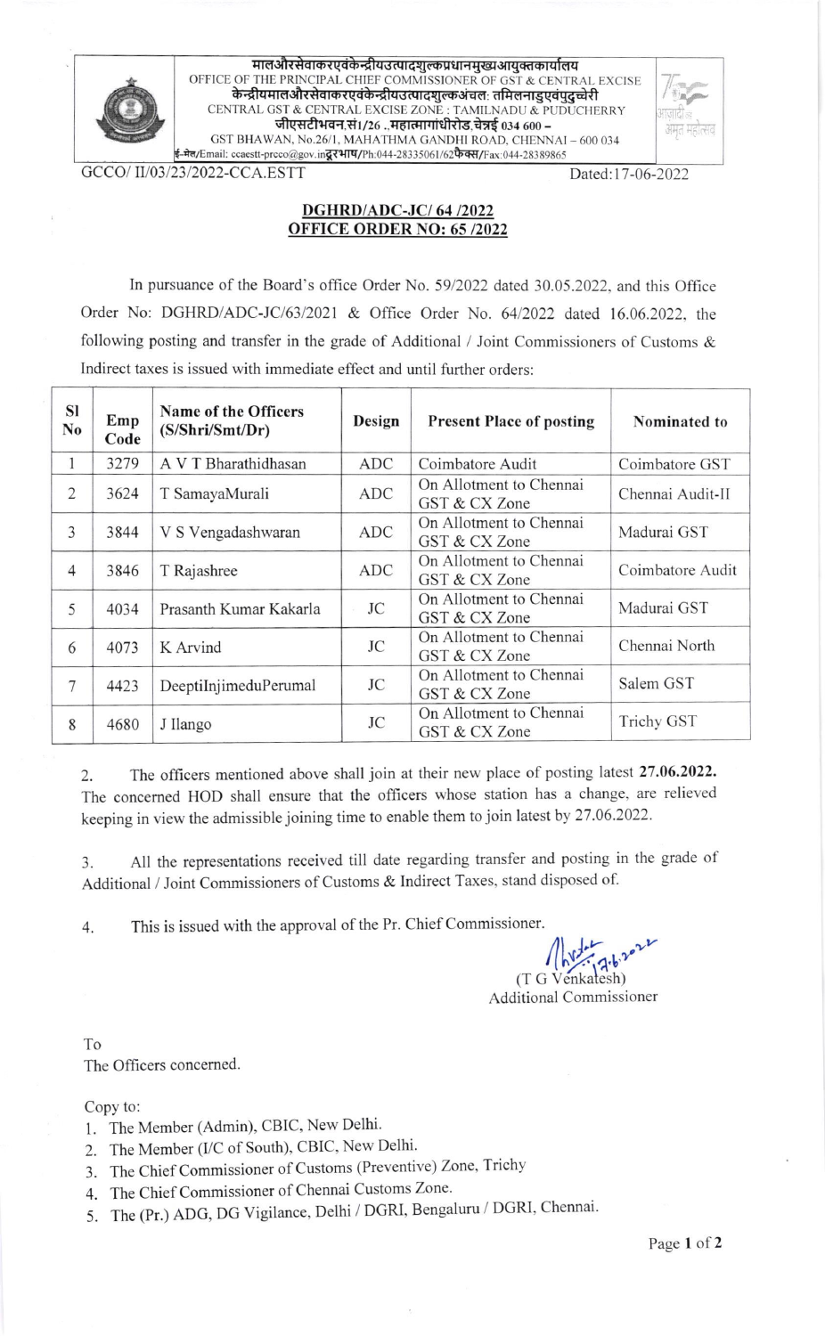मालऔरसेवाकरएवंकेन्द्रीयउत्पादशुल्कप्रधानमुख्यआयुक्तकार्यालय
OFFICE OF THE PRINCIPAL CHIEF COMMISSIONER OF GST & CENTRAL EXCISE
केन्द्रीयमालऔरसेवाकरएवंकेन्द्रीयउत्पादशुल्कअंचल: तमिलनाडुएवंपुदुच्चेरी
CENTRAL GST & CENTRAL EXCISE ZONE : TAMILNADU & PUDUCHERRY
जीएसटीभवन,सं1/26 ,महात्मागांधीरोड,चेन्नई 034 600 –
GST BHAWAN, No.26/1, MAHATHMA GANDHI ROAD, CHENNAI – 600 034
ई-मेल/Email: ccaestt-prcco@gov.inदूरभाष/Ph:044-28335061/62फैक्स/Fax:044-28389865

GCCO/ II/03/23/2022-CCA.ESTT

Dated:17-06-2022

**DGHRD/ADC-JC/ 64 /2022**
**OFFICE ORDER NO: 65 /2022**

In pursuance of the Board's office Order No. 59/2022 dated 30.05.2022, and this Office Order No: DGHRD/ADC-JC/63/2021 & Office Order No. 64/2022 dated 16.06.2022, the following posting and transfer in the grade of Additional / Joint Commissioners of Customs & Indirect taxes is issued with immediate effect and until further orders:

| Sl No | Emp Code | Name of the Officers (S/Shri/Smt/Dr) | Design | Present Place of posting | Nominated to |
|---|---|---|---|---|---|
| 1 | 3279 | A V T Bharathidhasan | ADC | Coimbatore Audit | Coimbatore GST |
| 2 | 3624 | T SamayaMurali | ADC | On Allotment to Chennai GST & CX Zone | Chennai Audit-II |
| 3 | 3844 | V S Vengadashwaran | ADC | On Allotment to Chennai GST & CX Zone | Madurai GST |
| 4 | 3846 | T Rajashree | ADC | On Allotment to Chennai GST & CX Zone | Coimbatore Audit |
| 5 | 4034 | Prasanth Kumar Kakarla | JC | On Allotment to Chennai GST & CX Zone | Madurai GST |
| 6 | 4073 | K Arvind | JC | On Allotment to Chennai GST & CX Zone | Chennai North |
| 7 | 4423 | DeeptiInjimeduPerumal | JC | On Allotment to Chennai GST & CX Zone | Salem GST |
| 8 | 4680 | J Ilango | JC | On Allotment to Chennai GST & CX Zone | Trichy GST |

2. The officers mentioned above shall join at their new place of posting latest **27.06.2022.** The concerned HOD shall ensure that the officers whose station has a change, are relieved keeping in view the admissible joining time to enable them to join latest by 27.06.2022.

3. All the representations received till date regarding transfer and posting in the grade of Additional / Joint Commissioners of Customs & Indirect Taxes, stand disposed of.

4. This is issued with the approval of the Pr. Chief Commissioner.

17.6.2022
(T G Venkatesh)
Additional Commissioner

To
The Officers concerned.

Copy to:

1. The Member (Admin), CBIC, New Delhi.
2. The Member (I/C of South), CBIC, New Delhi.
3. The Chief Commissioner of Customs (Preventive) Zone, Trichy
4. The Chief Commissioner of Chennai Customs Zone.
5. The (Pr.) ADG, DG Vigilance, Delhi / DGRI, Bengaluru / DGRI, Chennai.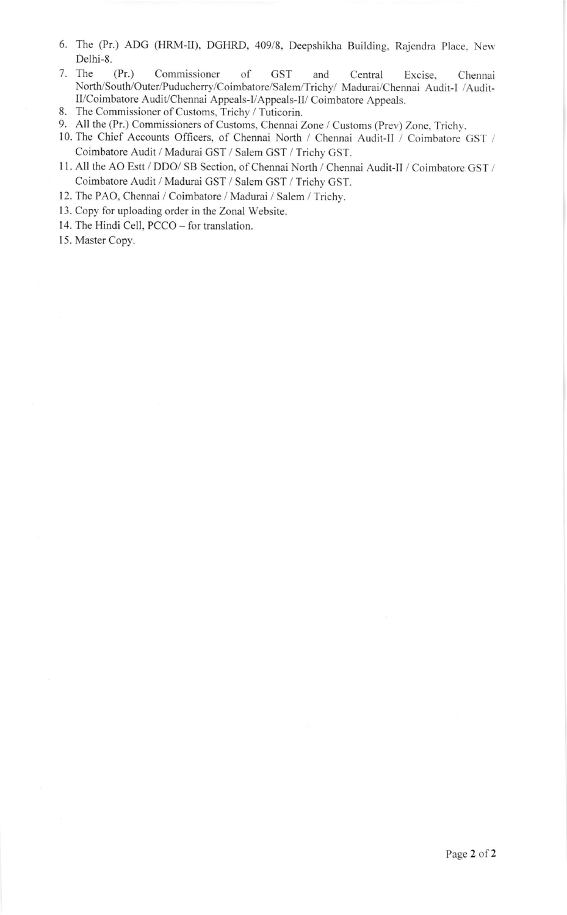6. The (Pr.) ADG (HRM-II), DGHRD, 409/8, Deepshikha Building, Rajendra Place, New Delhi-8.
7. The (Pr.) Commissioner of GST and Central Excise, Chennai North/South/Outer/Puducherry/Coimbatore/Salem/Trichy/ Madurai/Chennai Audit-I /Audit-II/Coimbatore Audit/Chennai Appeals-I/Appeals-II/ Coimbatore Appeals.
8. The Commissioner of Customs, Trichy / Tuticorin.
9. All the (Pr.) Commissioners of Customs, Chennai Zone / Customs (Prev) Zone, Trichy.
10. The Chief Accounts Officers, of Chennai North / Chennai Audit-II / Coimbatore GST / Coimbatore Audit / Madurai GST / Salem GST / Trichy GST.
11. All the AO Estt / DDO/ SB Section, of Chennai North / Chennai Audit-II / Coimbatore GST / Coimbatore Audit / Madurai GST / Salem GST / Trichy GST.
12. The PAO, Chennai / Coimbatore / Madurai / Salem / Trichy.
13. Copy for uploading order in the Zonal Website.
14. The Hindi Cell, PCCO – for translation.
15. Master Copy.